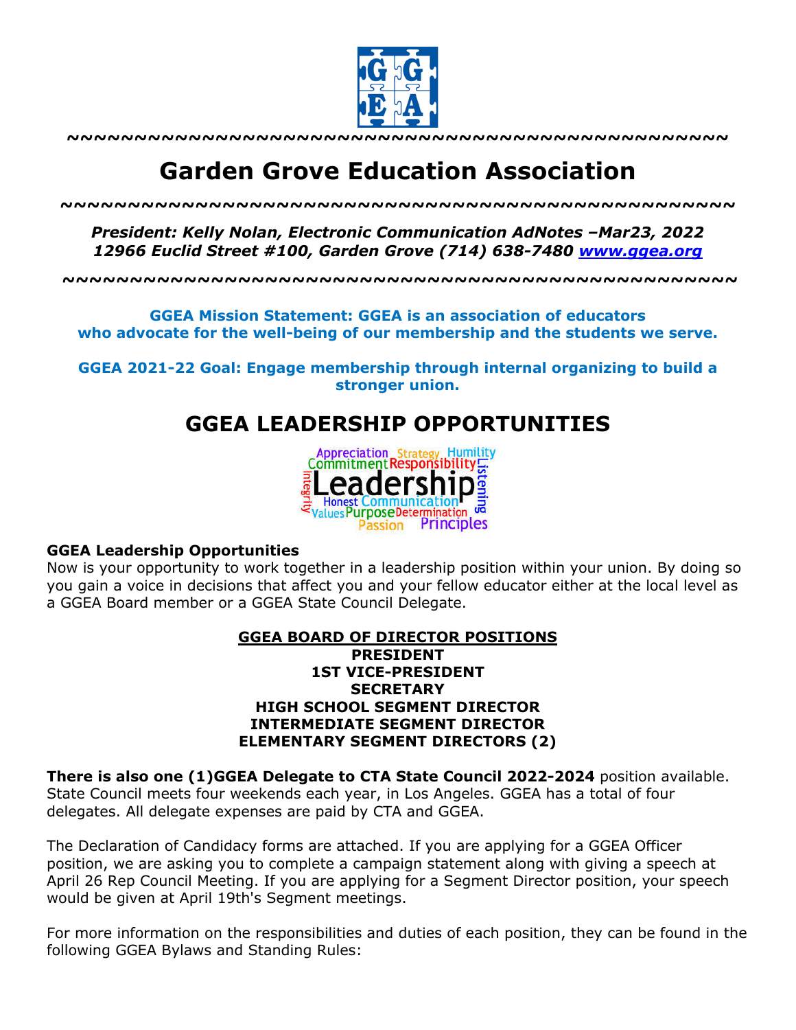~~~~~~~~~~~~~~~~~~~~~~~~~~~~~~~~~~~~~~~~~~~~~~~~

# Garden Grove Education Association

~~~~~~~~~~~~~~~~~~~~~~~~~~~~~~~~~~~~~~~~~~~~~~~~

***President: Kelly Nolan, Electronic Communication AdNotes –Mar23, 2022***
***12966 Euclid Street #100, Garden Grove (714) 638-7480 [www.ggea.org](http://www.ggea.org)***

~~~~~~~~~~~~~~~~~~~~~~~~~~~~~~~~~~~~~~~~~~~~~~~~

**GGEA Mission Statement: GGEA is an association of educators who advocate for the well-being of our membership and the students we serve.**

**GGEA 2021-22 Goal: Engage membership through internal organizing to build a stronger union.**

# GGEA LEADERSHIP OPPORTUNITIES

**GGEA Leadership Opportunities**
Now is your opportunity to work together in a leadership position within your union. By doing so you gain a voice in decisions that affect you and your fellow educator either at the local level as a GGEA Board member or a GGEA State Council Delegate.

**<u>GGEA BOARD OF DIRECTOR POSITIONS</u>**
**PRESIDENT**
**1ST VICE-PRESIDENT**
**SECRETARY**
**HIGH SCHOOL SEGMENT DIRECTOR**
**INTERMEDIATE SEGMENT DIRECTOR**
**ELEMENTARY SEGMENT DIRECTORS (2)**

**There is also one (1)GGEA Delegate to CTA State Council 2022-2024** position available. State Council meets four weekends each year, in Los Angeles. GGEA has a total of four delegates. All delegate expenses are paid by CTA and GGEA.

The Declaration of Candidacy forms are attached. If you are applying for a GGEA Officer position, we are asking you to complete a campaign statement along with giving a speech at April 26 Rep Council Meeting. If you are applying for a Segment Director position, your speech would be given at April 19th's Segment meetings.

For more information on the responsibilities and duties of each position, they can be found in the following GGEA Bylaws and Standing Rules: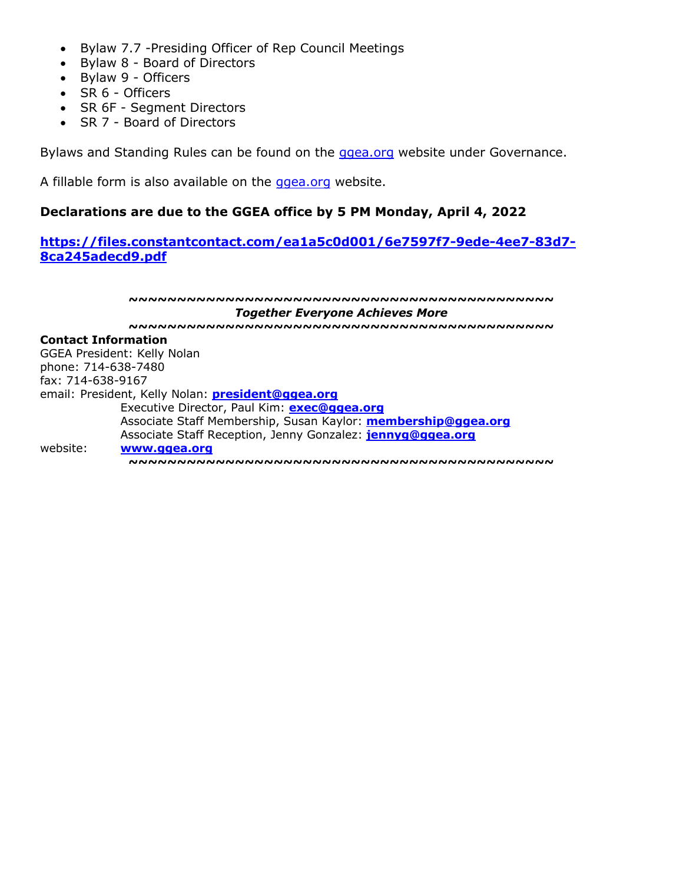- Bylaw 7.7 -Presiding Officer of Rep Council Meetings
- Bylaw 8 - Board of Directors
- Bylaw 9 - Officers
- SR 6 - Officers
- SR 6F - Segment Directors
- SR 7 - Board of Directors

Bylaws and Standing Rules can be found on the ggea.org website under Governance.

A fillable form is also available on the ggea.org website.

**Declarations are due to the GGEA office by 5 PM Monday, April 4, 2022**

**https://files.constantcontact.com/ea1a5c0d001/6e7597f7-9ede-4ee7-83d7-8ca245adecd9.pdf**

**~~~~~~~~~~~~~~~~~~~~~~~~~~~~~~~~~~~~~~~~~~~~~~~~~~~~~~~~**

***Together Everyone Achieves More***

**~~~~~~~~~~~~~~~~~~~~~~~~~~~~~~~~~~~~~~~~~~~~~~~~~~~~~~~~**

**Contact Information**

GGEA President: Kelly Nolan
phone: 714-638-7480
fax: 714-638-9167
email: President, Kelly Nolan: **president@ggea.org**
Executive Director, Paul Kim: **exec@ggea.org**
Associate Staff Membership, Susan Kaylor: **membership@ggea.org**
Associate Staff Reception, Jenny Gonzalez: **jennyg@ggea.org**
website: **www.ggea.org**

**~~~~~~~~~~~~~~~~~~~~~~~~~~~~~~~~~~~~~~~~~~~~~~~~~~~~~~~~**